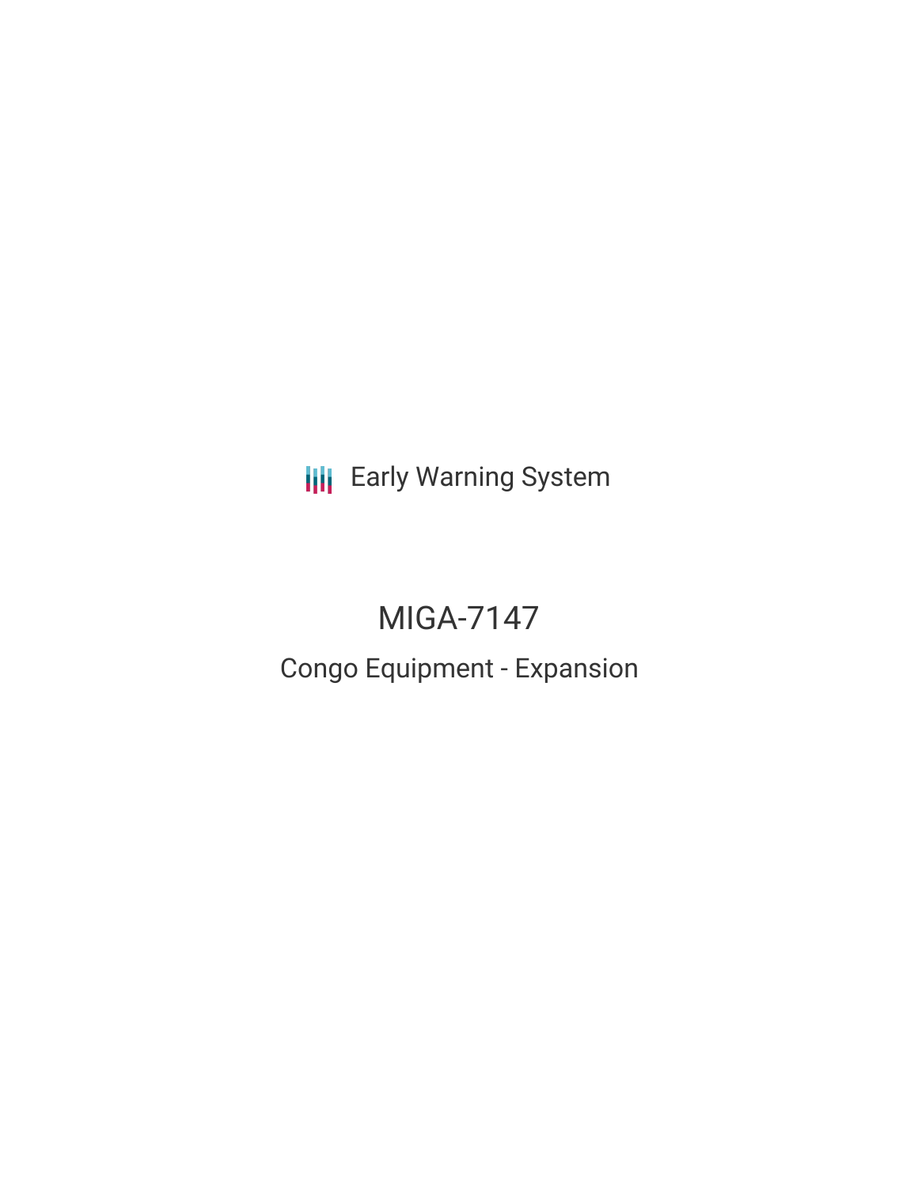Early Warning System

# MIGA-7147

## Congo Equipment - Expansion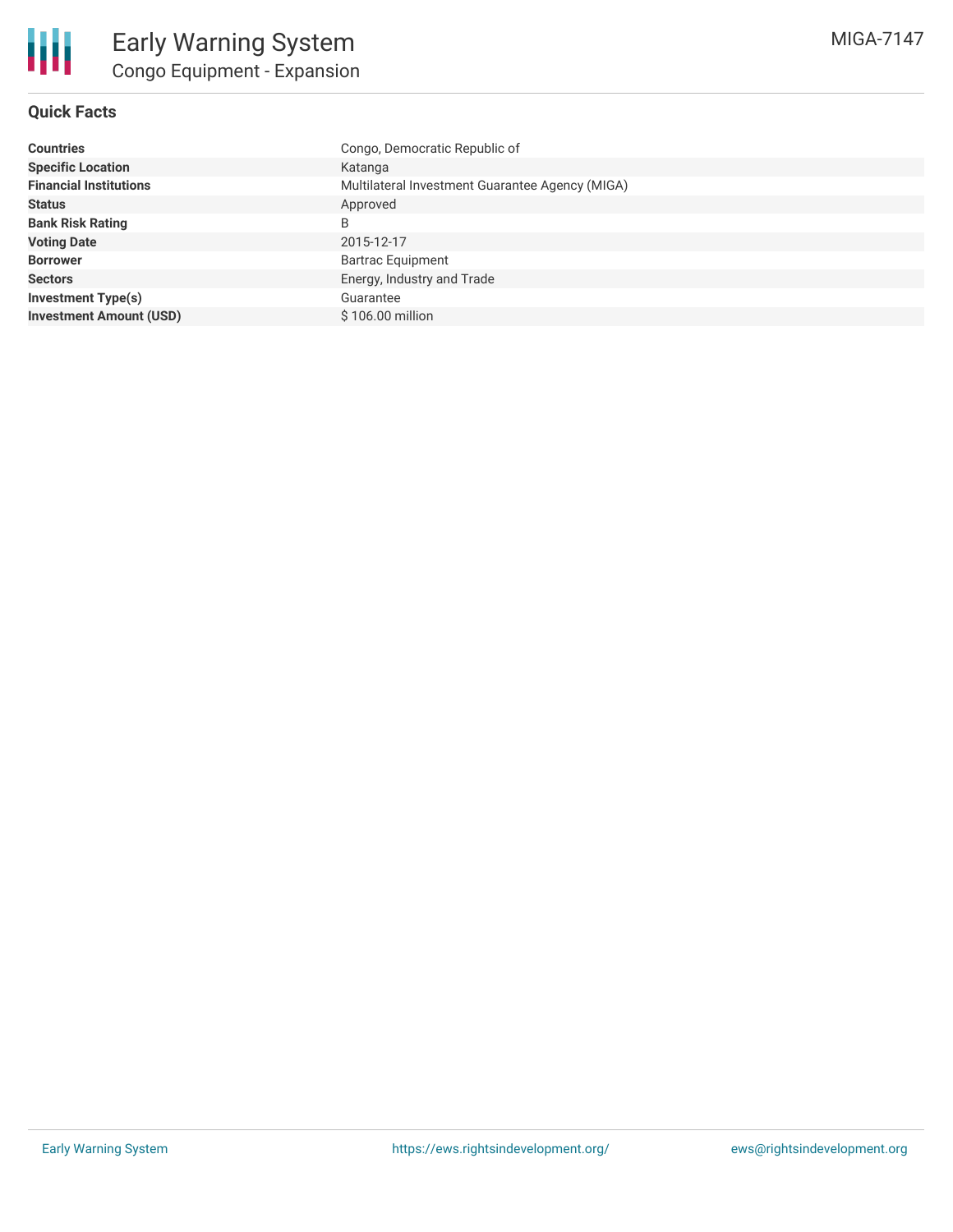# Early Warning System

## Congo Equipment - Expansion

MIGA-7147

### Quick Facts

| | |
|---|---|
| **Countries** | Congo, Democratic Republic of |
| **Specific Location** | Katanga |
| **Financial Institutions** | Multilateral Investment Guarantee Agency (MIGA) |
| **Status** | Approved |
| **Bank Risk Rating** | B |
| **Voting Date** | 2015-12-17 |
| **Borrower** | Bartrac Equipment |
| **Sectors** | Energy, Industry and Trade |
| **Investment Type(s)** | Guarantee |
| **Investment Amount (USD)** | $ 106.00 million |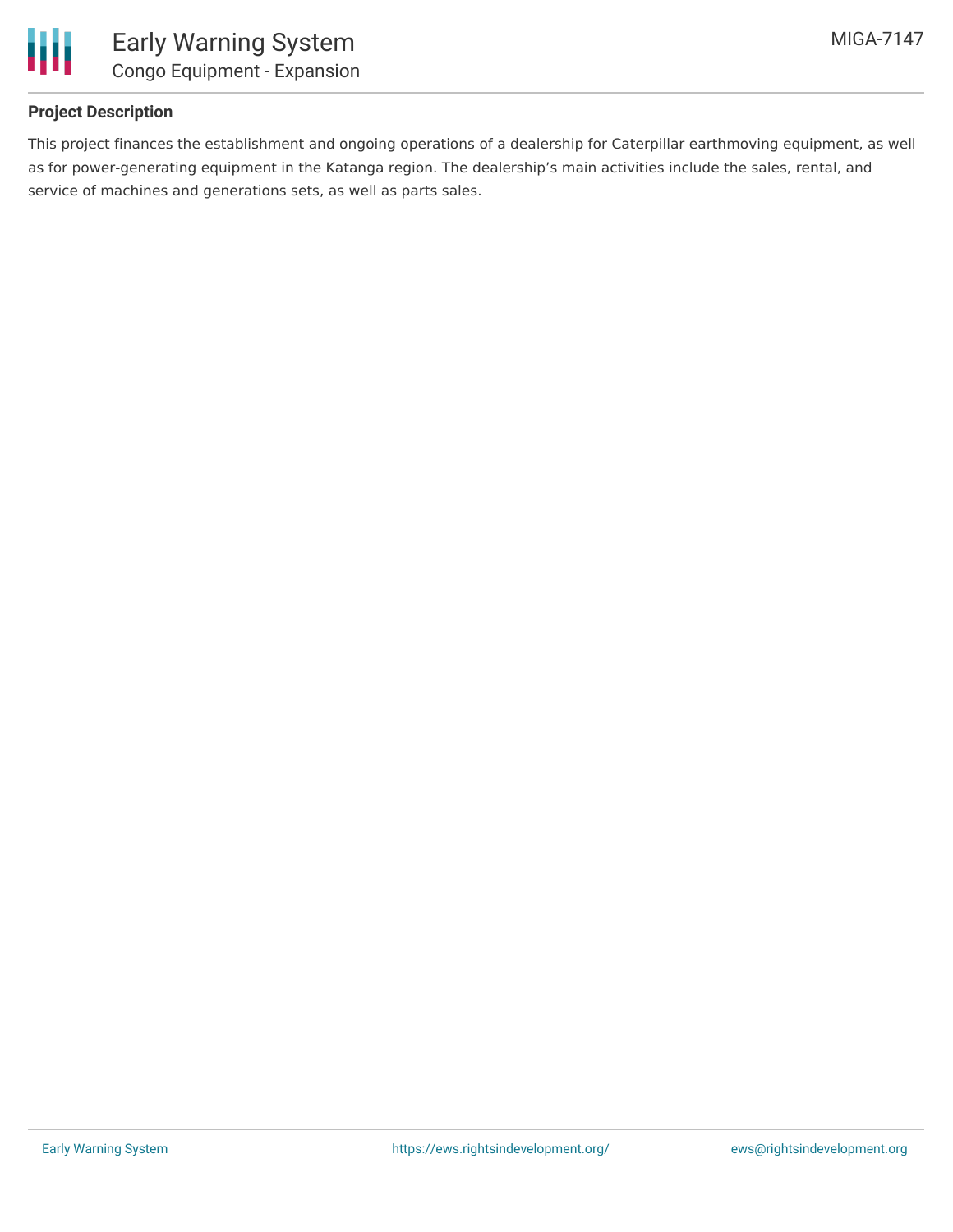## Project Description

This project finances the establishment and ongoing operations of a dealership for Caterpillar earthmoving equipment, as well as for power-generating equipment in the Katanga region. The dealership's main activities include the sales, rental, and service of machines and generations sets, as well as parts sales.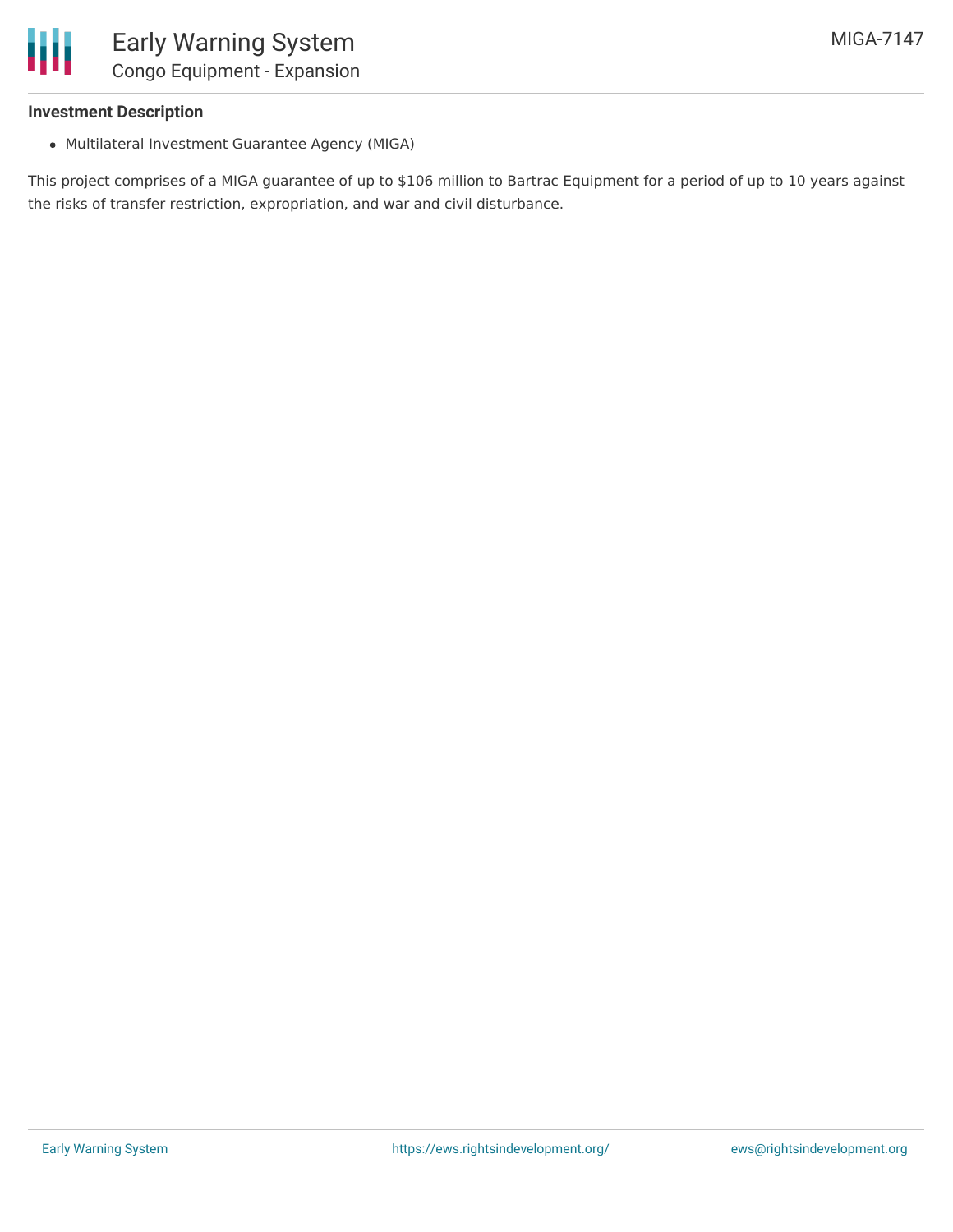### Investment Description

- Multilateral Investment Guarantee Agency (MIGA)

This project comprises of a MIGA guarantee of up to $106 million to Bartrac Equipment for a period of up to 10 years against the risks of transfer restriction, expropriation, and war and civil disturbance.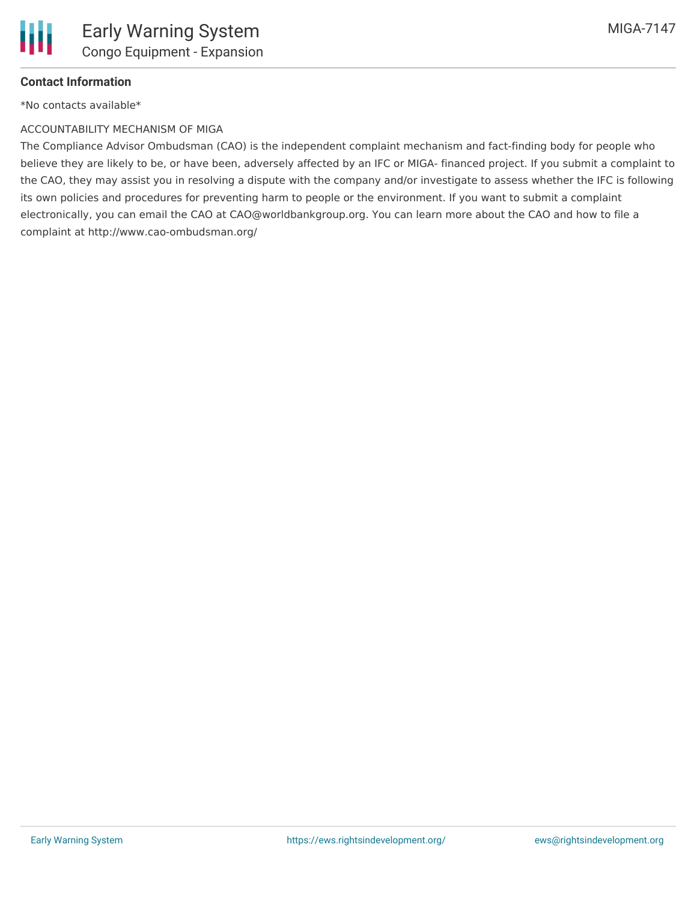**Contact Information**

*No contacts available*

ACCOUNTABILITY MECHANISM OF MIGA

The Compliance Advisor Ombudsman (CAO) is the independent complaint mechanism and fact-finding body for people who believe they are likely to be, or have been, adversely affected by an IFC or MIGA- financed project. If you submit a complaint to the CAO, they may assist you in resolving a dispute with the company and/or investigate to assess whether the IFC is following its own policies and procedures for preventing harm to people or the environment. If you want to submit a complaint electronically, you can email the CAO at CAO@worldbankgroup.org. You can learn more about the CAO and how to file a complaint at http://www.cao-ombudsman.org/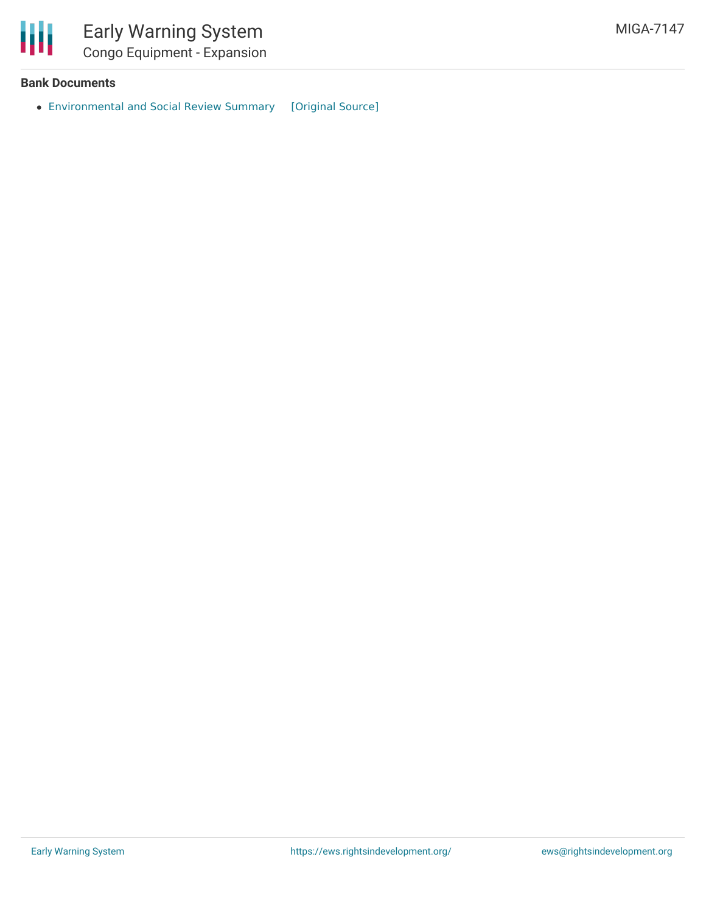**Bank Documents**

- Environmental and Social Review Summary [Original Source]